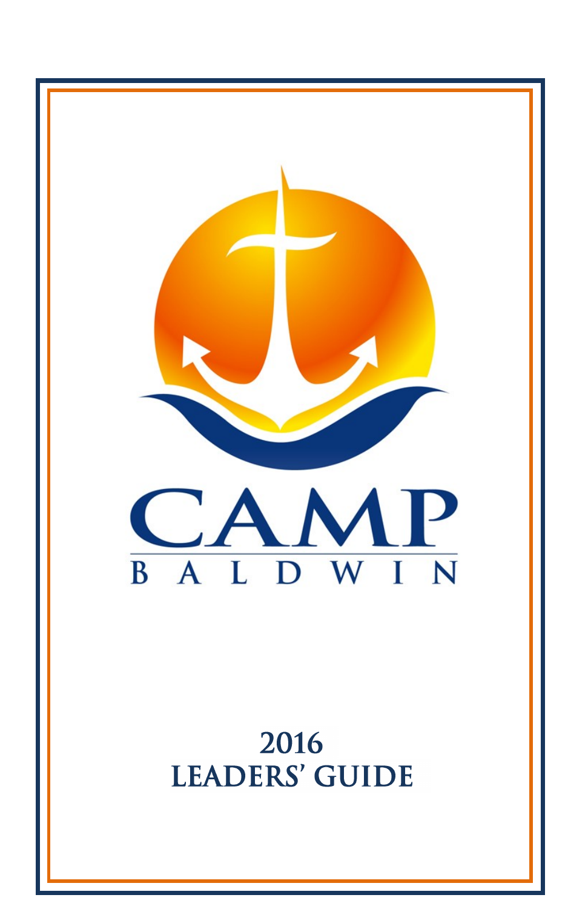# CAMP BALDWIN

## 2016 LEADERS' GUIDE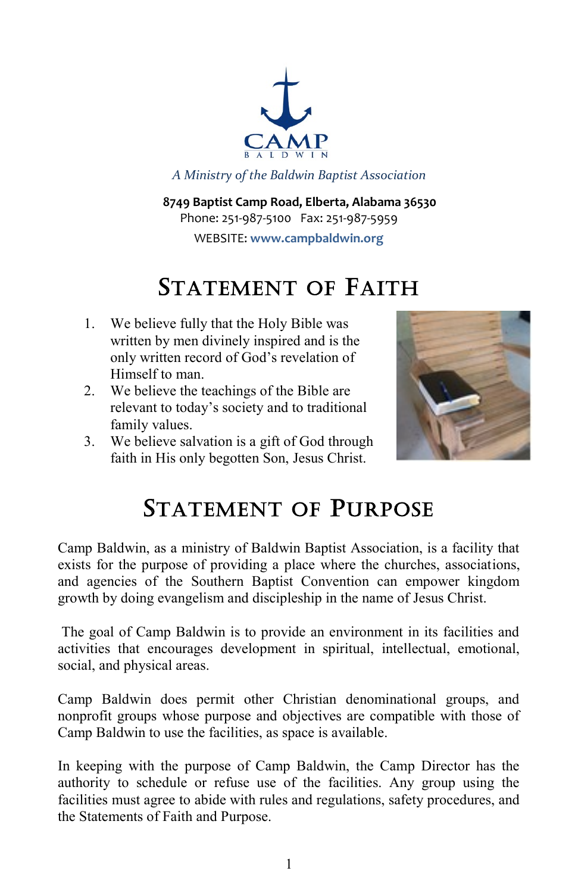CAMP
BALDWIN

*A Ministry of the Baldwin Baptist Association*

**8749 Baptist Camp Road, Elberta, Alabama 36530**
Phone: 251-987-5100 Fax: 251-987-5959
WEBSITE: **www.campbaldwin.org**

# Statement of Faith

1. We believe fully that the Holy Bible was written by men divinely inspired and is the only written record of God's revelation of Himself to man.
2. We believe the teachings of the Bible are relevant to today's society and to traditional family values.
3. We believe salvation is a gift of God through faith in His only begotten Son, Jesus Christ.

# Statement of Purpose

Camp Baldwin, as a ministry of Baldwin Baptist Association, is a facility that exists for the purpose of providing a place where the churches, associations, and agencies of the Southern Baptist Convention can empower kingdom growth by doing evangelism and discipleship in the name of Jesus Christ.

The goal of Camp Baldwin is to provide an environment in its facilities and activities that encourages development in spiritual, intellectual, emotional, social, and physical areas.

Camp Baldwin does permit other Christian denominational groups, and nonprofit groups whose purpose and objectives are compatible with those of Camp Baldwin to use the facilities, as space is available.

In keeping with the purpose of Camp Baldwin, the Camp Director has the authority to schedule or refuse use of the facilities. Any group using the facilities must agree to abide with rules and regulations, safety procedures, and the Statements of Faith and Purpose.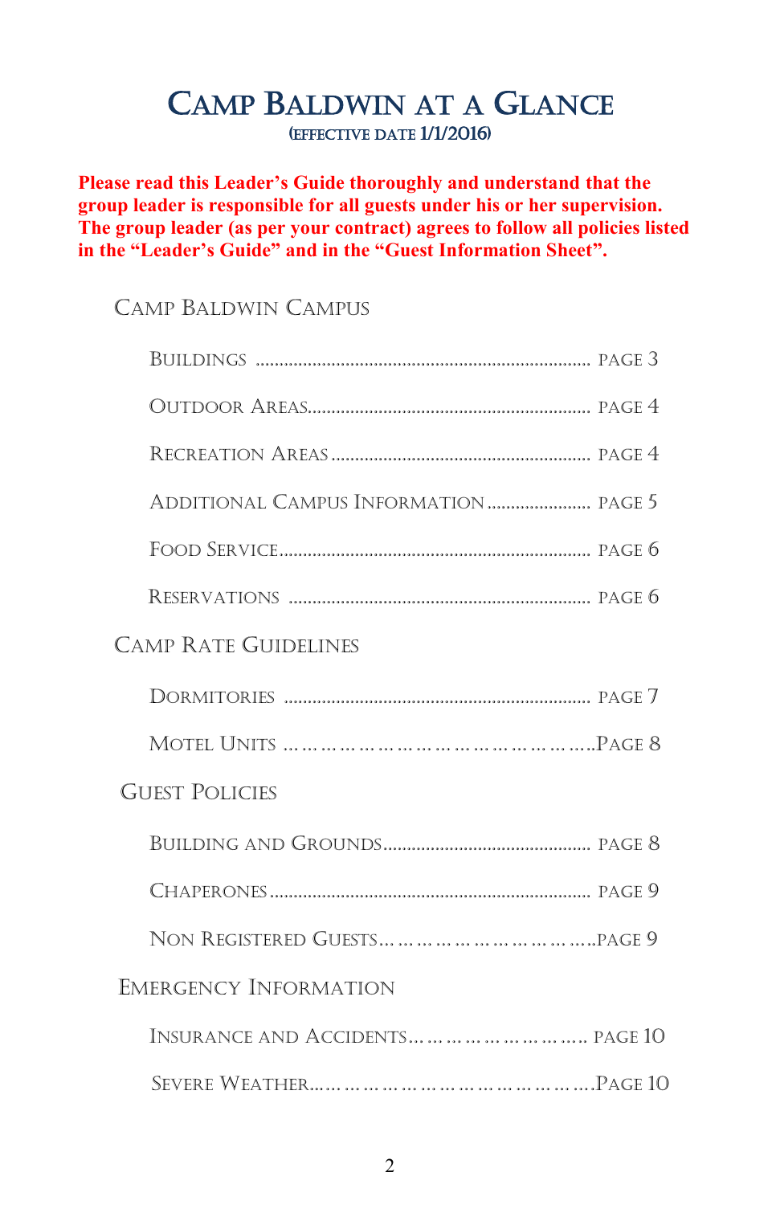# Camp Baldwin at a Glance

(Effective Date 1/1/2016)

**Please read this Leader's Guide thoroughly and understand that the group leader is responsible for all guests under his or her supervision. The group leader (as per your contract) agrees to follow all policies listed in the "Leader's Guide" and in the "Guest Information Sheet".**

## Camp Baldwin Campus

- Buildings ........ Page 3
- Outdoor Areas ........ Page 4
- Recreation Areas ........ Page 4
- Additional Campus Information ........ Page 5
- Food Service ........ Page 6
- Reservations ........ Page 6

## Camp Rate Guidelines

- Dormitories ........ Page 7
- Motel Units ........ Page 8

## Guest Policies

- Building and Grounds ........ Page 8
- Chaperones ........ Page 9
- Non Registered Guests ........ Page 9

## Emergency Information

- Insurance and Accidents ........ Page 10
- Severe Weather ........ Page 10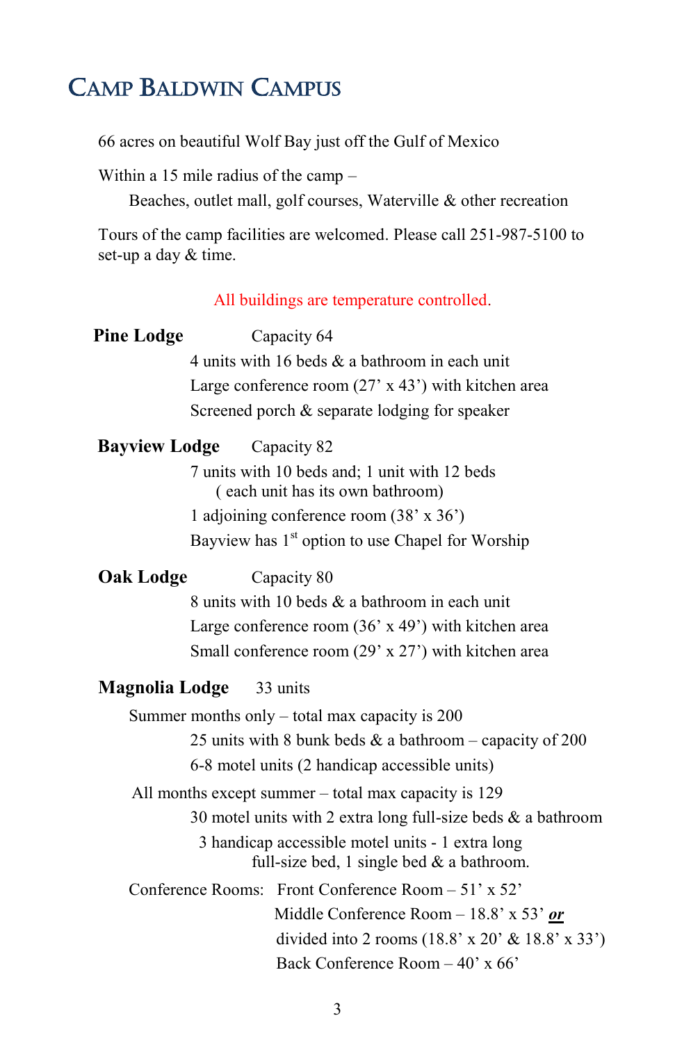# Camp Baldwin Campus

66 acres on beautiful Wolf Bay just off the Gulf of Mexico

Within a 15 mile radius of the camp –

Beaches, outlet mall, golf courses, Waterville & other recreation

Tours of the camp facilities are welcomed. Please call 251-987-5100 to set-up a day & time.

All buildings are temperature controlled.

**Pine Lodge** Capacity 64

4 units with 16 beds & a bathroom in each unit
Large conference room (27' x 43') with kitchen area
Screened porch & separate lodging for speaker

**Bayview Lodge** Capacity 82

7 units with 10 beds and; 1 unit with 12 beds
( each unit has its own bathroom)
1 adjoining conference room (38' x 36')
Bayview has 1st option to use Chapel for Worship

**Oak Lodge** Capacity 80

8 units with 10 beds & a bathroom in each unit
Large conference room (36' x 49') with kitchen area
Small conference room (29' x 27') with kitchen area

**Magnolia Lodge** 33 units

Summer months only – total max capacity is 200

25 units with 8 bunk beds & a bathroom – capacity of 200
6-8 motel units (2 handicap accessible units)

All months except summer – total max capacity is 129

30 motel units with 2 extra long full-size beds & a bathroom
3 handicap accessible motel units - 1 extra long full-size bed, 1 single bed & a bathroom.

Conference Rooms: Front Conference Room – 51' x 52'
Middle Conference Room – 18.8' x 53' ***or***
divided into 2 rooms (18.8' x 20' & 18.8' x 33')
Back Conference Room – 40' x 66'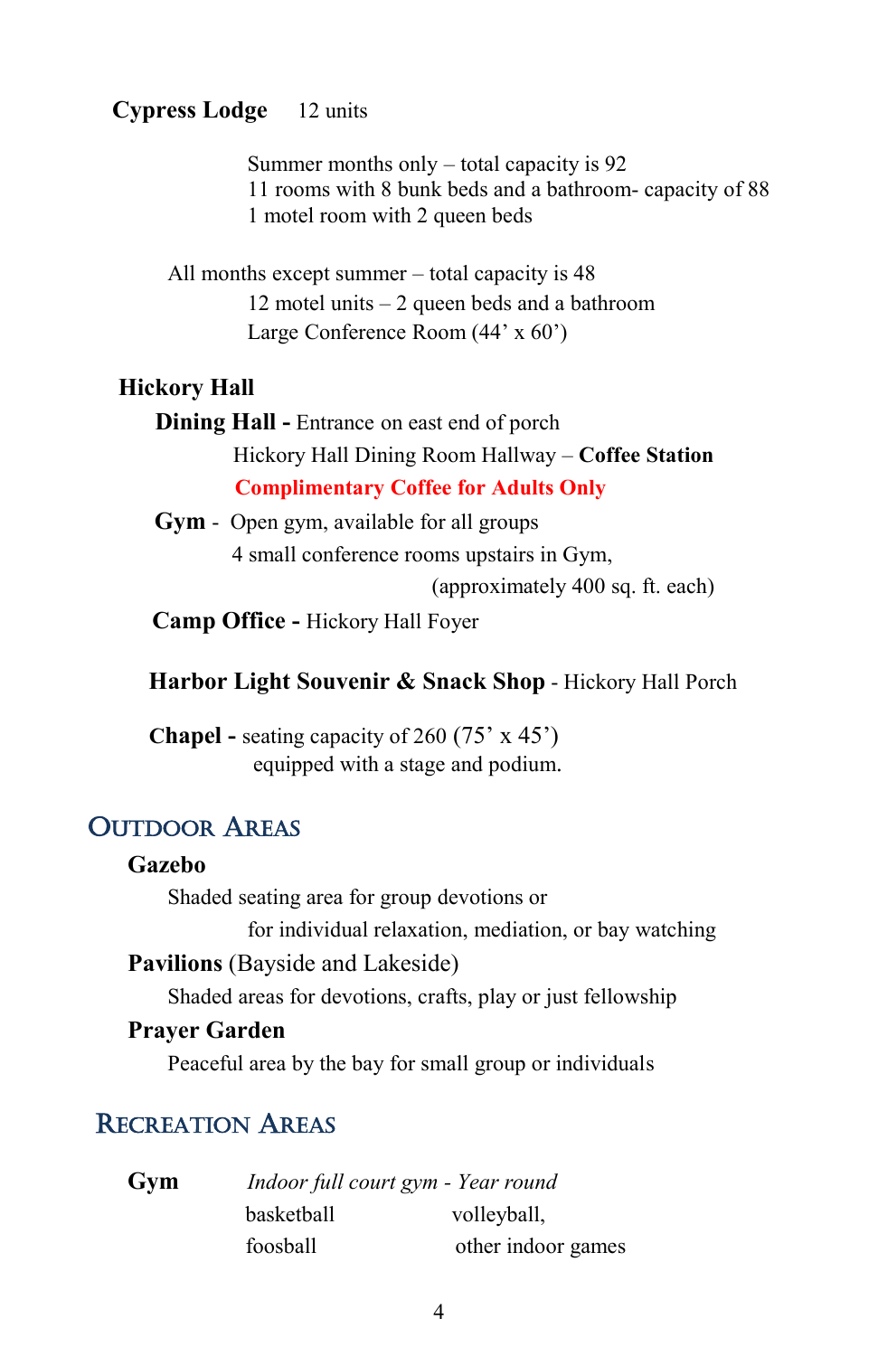**Cypress Lodge** 12 units

Summer months only – total capacity is 92
11 rooms with 8 bunk beds and a bathroom- capacity of 88
1 motel room with 2 queen beds

All months except summer – total capacity is 48
12 motel units – 2 queen beds and a bathroom
Large Conference Room (44' x 60')

**Hickory Hall**

**Dining Hall -** Entrance on east end of porch
Hickory Hall Dining Room Hallway – **Coffee Station**
**Complimentary Coffee for Adults Only**

**Gym** - Open gym, available for all groups
4 small conference rooms upstairs in Gym,
(approximately 400 sq. ft. each)

**Camp Office -** Hickory Hall Foyer

**Harbor Light Souvenir & Snack Shop** - Hickory Hall Porch

**Chapel -** seating capacity of 260 (75' x 45')
equipped with a stage and podium.

## Outdoor Areas

**Gazebo**
Shaded seating area for group devotions or
for individual relaxation, mediation, or bay watching

**Pavilions** (Bayside and Lakeside)
Shaded areas for devotions, crafts, play or just fellowship

**Prayer Garden**
Peaceful area by the bay for small group or individuals

## Recreation Areas

**Gym** *Indoor full court gym - Year round*

basketball
volleyball,
foosball
other indoor games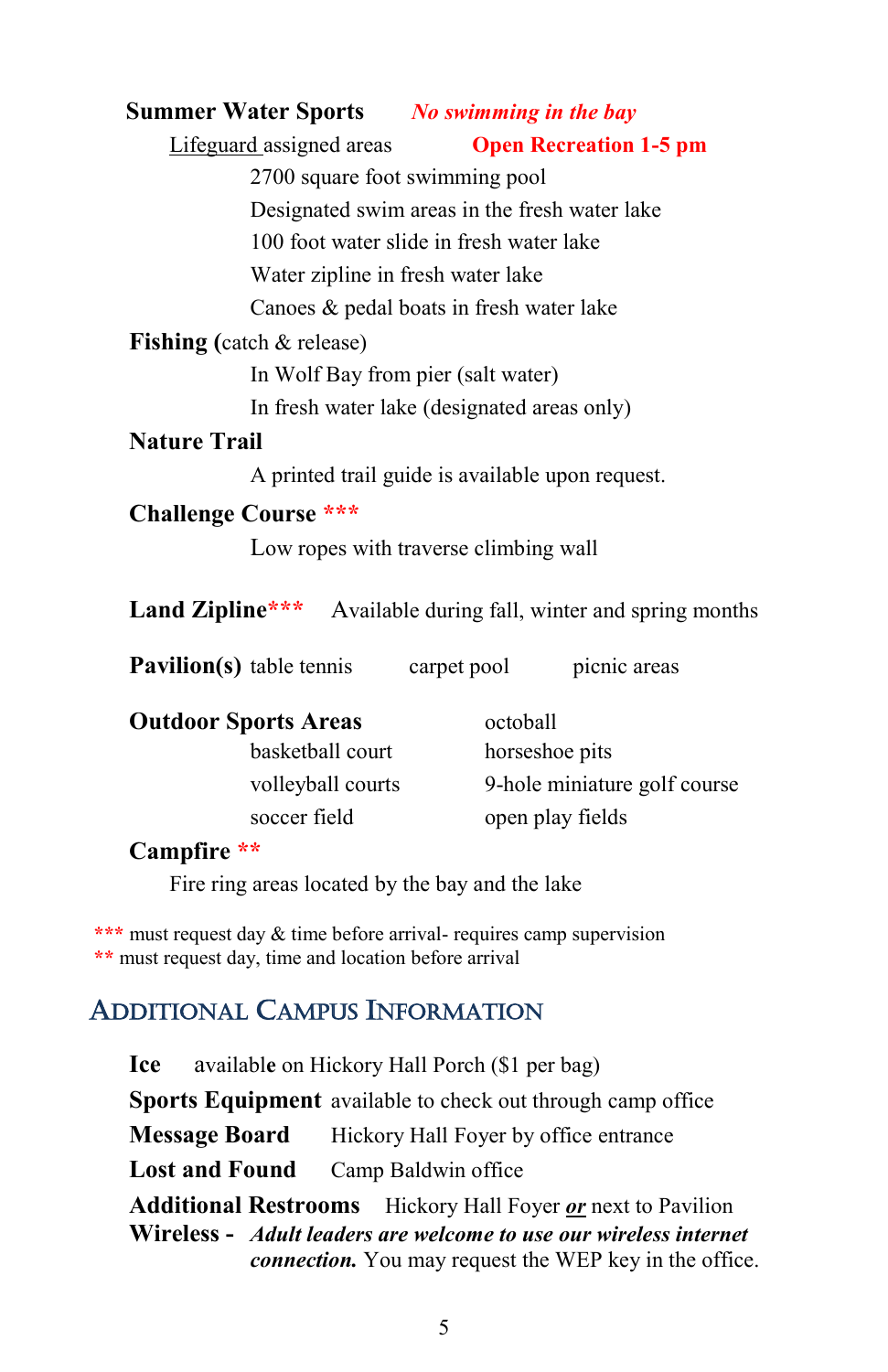**Summer Water Sports** *No swimming in the bay*

Lifeguard assigned areas **Open Recreation 1-5 pm**

- 2700 square foot swimming pool
- Designated swim areas in the fresh water lake
- 100 foot water slide in fresh water lake
- Water zipline in fresh water lake
- Canoes & pedal boats in fresh water lake

**Fishing (**catch & release)

- In Wolf Bay from pier (salt water)
- In fresh water lake (designated areas only)

**Nature Trail**

A printed trail guide is available upon request.

**Challenge Course** ***

Low ropes with traverse climbing wall

**Land Zipline***** Available during fall, winter and spring months

**Pavilion(s)** table tennis carpet pool picnic areas

**Outdoor Sports Areas**

- basketball court
- volleyball courts
- soccer field
- octoball
- horseshoe pits
- 9-hole miniature golf course
- open play fields

**Campfire** **

Fire ring areas located by the bay and the lake

*** must request day & time before arrival- requires camp supervision
** must request day, time and location before arrival

## Additional Campus Information

**Ice** available on Hickory Hall Porch ($1 per bag)

**Sports Equipment** available to check out through camp office

**Message Board** Hickory Hall Foyer by office entrance

**Lost and Found** Camp Baldwin office

**Additional Restrooms** Hickory Hall Foyer ***or*** next to Pavilion

**Wireless -** ***Adult leaders are welcome to use our wireless internet connection.*** You may request the WEP key in the office.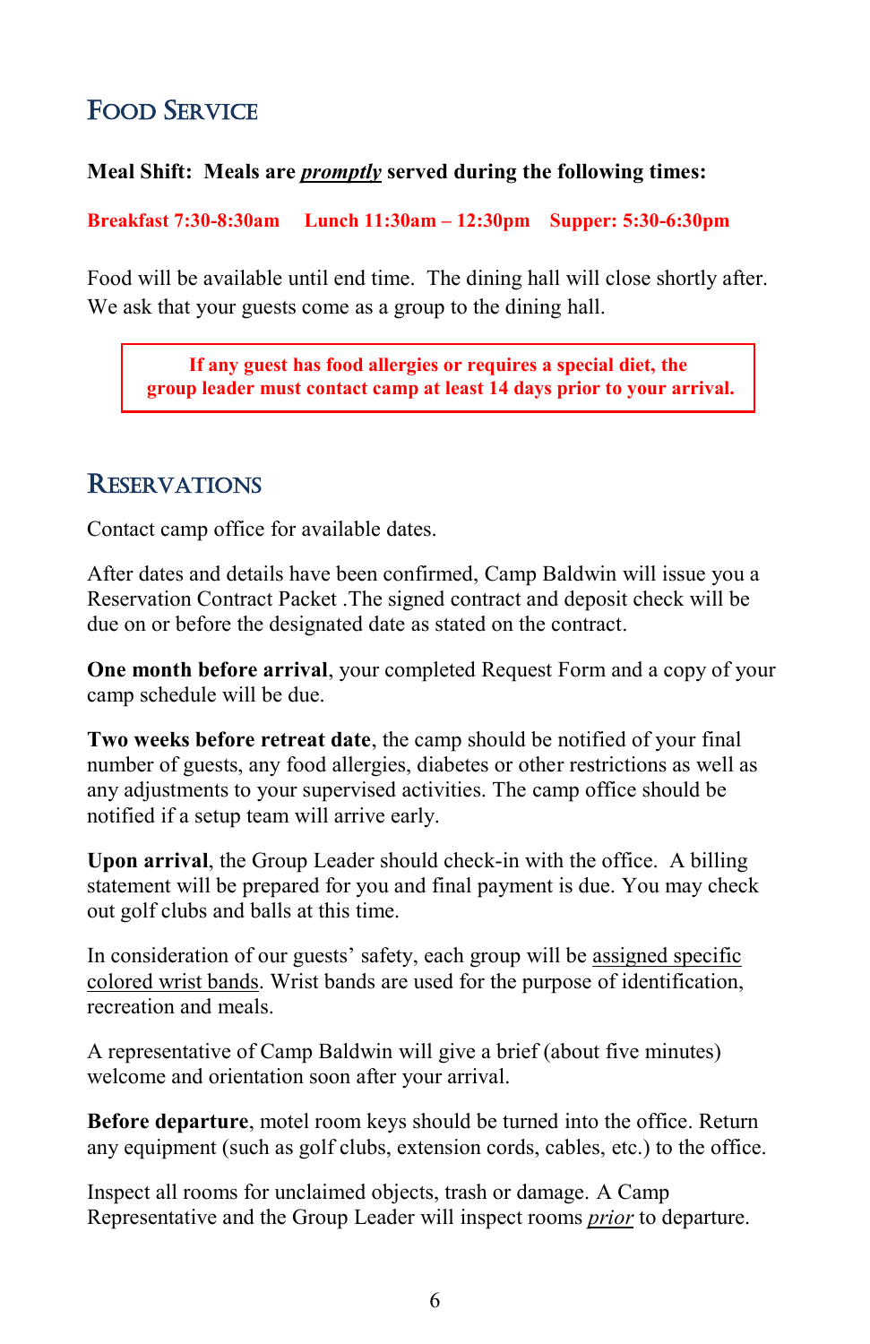## Food Service

**Meal Shift: Meals are *promptly* served during the following times:**

**Breakfast 7:30-8:30am Lunch 11:30am – 12:30pm Supper: 5:30-6:30pm**

Food will be available until end time. The dining hall will close shortly after. We ask that your guests come as a group to the dining hall.

**If any guest has food allergies or requires a special diet, the group leader must contact camp at least 14 days prior to your arrival.**

## Reservations

Contact camp office for available dates.

After dates and details have been confirmed, Camp Baldwin will issue you a Reservation Contract Packet .The signed contract and deposit check will be due on or before the designated date as stated on the contract.

**One month before arrival**, your completed Request Form and a copy of your camp schedule will be due.

**Two weeks before retreat date**, the camp should be notified of your final number of guests, any food allergies, diabetes or other restrictions as well as any adjustments to your supervised activities. The camp office should be notified if a setup team will arrive early.

**Upon arrival**, the Group Leader should check-in with the office. A billing statement will be prepared for you and final payment is due. You may check out golf clubs and balls at this time.

In consideration of our guests' safety, each group will be assigned specific colored wrist bands. Wrist bands are used for the purpose of identification, recreation and meals.

A representative of Camp Baldwin will give a brief (about five minutes) welcome and orientation soon after your arrival.

**Before departure**, motel room keys should be turned into the office. Return any equipment (such as golf clubs, extension cords, cables, etc.) to the office.

Inspect all rooms for unclaimed objects, trash or damage. A Camp Representative and the Group Leader will inspect rooms *prior* to departure.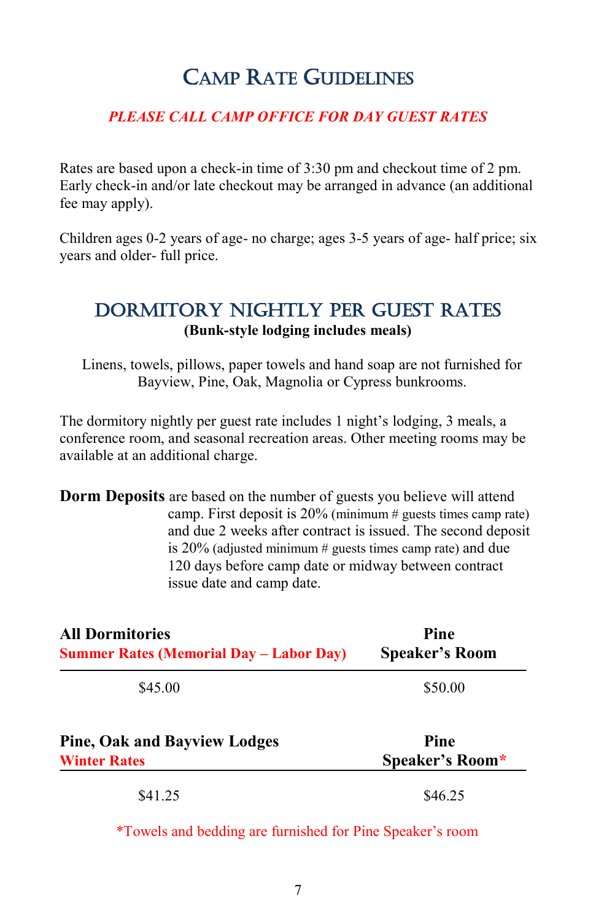# Camp Rate Guidelines

***PLEASE CALL CAMP OFFICE FOR DAY GUEST RATES***

Rates are based upon a check-in time of 3:30 pm and checkout time of 2 pm. Early check-in and/or late checkout may be arranged in advance (an additional fee may apply).

Children ages 0-2 years of age- no charge; ages 3-5 years of age- half price; six years and older- full price.

## Dormitory Nightly Per Guest Rates

**(Bunk-style lodging includes meals)**

Linens, towels, pillows, paper towels and hand soap are not furnished for Bayview, Pine, Oak, Magnolia or Cypress bunkrooms.

The dormitory nightly per guest rate includes 1 night's lodging, 3 meals, a conference room, and seasonal recreation areas. Other meeting rooms may be available at an additional charge.

**Dorm Deposits** are based on the number of guests you believe will attend camp. First deposit is 20% (minimum # guests times camp rate) and due 2 weeks after contract is issued. The second deposit is 20% (adjusted minimum # guests times camp rate) and due 120 days before camp date or midway between contract issue date and camp date.

| **All Dormitories** **Summer Rates (Memorial Day – Labor Day)** | **Pine Speaker's Room** |
|---|---|
| $45.00 | $50.00 |

| **Pine, Oak and Bayview Lodges** **Winter Rates** | **Pine Speaker's Room*** |
|---|---|
| $41.25 | $46.25 |

*Towels and bedding are furnished for Pine Speaker's room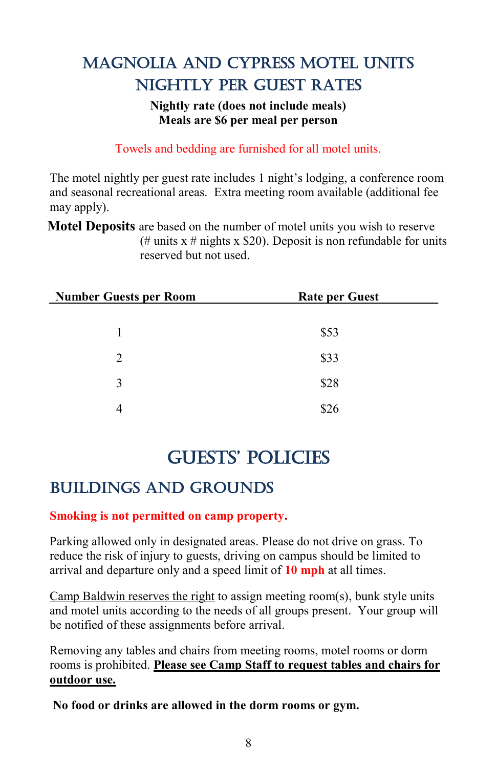# Magnolia and Cypress Motel Units Nightly Per Guest Rates

**Nightly rate (does not include meals)**
**Meals are $6 per meal per person**

Towels and bedding are furnished for all motel units.

The motel nightly per guest rate includes 1 night's lodging, a conference room and seasonal recreational areas. Extra meeting room available (additional fee may apply).

**Motel Deposits** are based on the number of motel units you wish to reserve (# units x # nights x $20). Deposit is non refundable for units reserved but not used.

| Number Guests per Room | Rate per Guest |
|---|---|
| 1 | $53 |
| 2 | $33 |
| 3 | $28 |
| 4 | $26 |

# Guests' Policies

## Buildings and Grounds

**Smoking is not permitted on camp property.**

Parking allowed only in designated areas. Please do not drive on grass. To reduce the risk of injury to guests, driving on campus should be limited to arrival and departure only and a speed limit of **10 mph** at all times.

Camp Baldwin reserves the right to assign meeting room(s), bunk style units and motel units according to the needs of all groups present. Your group will be notified of these assignments before arrival.

Removing any tables and chairs from meeting rooms, motel rooms or dorm rooms is prohibited. **Please see Camp Staff to request tables and chairs for outdoor use.**

**No food or drinks are allowed in the dorm rooms or gym.**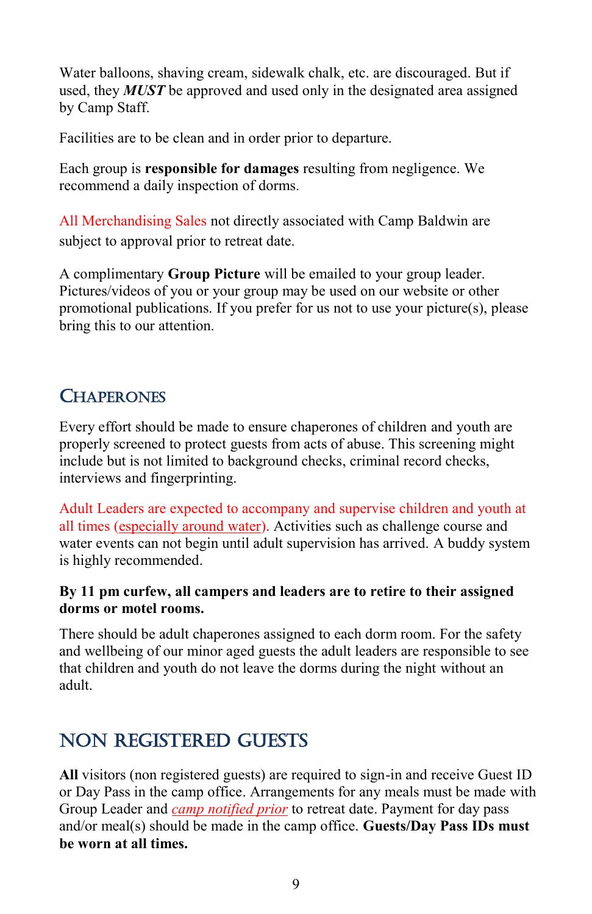Water balloons, shaving cream, sidewalk chalk, etc. are discouraged. But if used, they ***MUST*** be approved and used only in the designated area assigned by Camp Staff.

Facilities are to be clean and in order prior to departure.

Each group is **responsible for damages** resulting from negligence. We recommend a daily inspection of dorms.

All Merchandising Sales not directly associated with Camp Baldwin are subject to approval prior to retreat date.

A complimentary **Group Picture** will be emailed to your group leader. Pictures/videos of you or your group may be used on our website or other promotional publications. If you prefer for us not to use your picture(s), please bring this to our attention.

## Chaperones

Every effort should be made to ensure chaperones of children and youth are properly screened to protect guests from acts of abuse. This screening might include but is not limited to background checks, criminal record checks, interviews and fingerprinting.

Adult Leaders are expected to accompany and supervise children and youth at all times (especially around water). Activities such as challenge course and water events can not begin until adult supervision has arrived. A buddy system is highly recommended.

**By 11 pm curfew, all campers and leaders are to retire to their assigned dorms or motel rooms.**

There should be adult chaperones assigned to each dorm room. For the safety and wellbeing of our minor aged guests the adult leaders are responsible to see that children and youth do not leave the dorms during the night without an adult.

## Non Registered Guests

**All** visitors (non registered guests) are required to sign-in and receive Guest ID or Day Pass in the camp office. Arrangements for any meals must be made with Group Leader and *camp notified prior* to retreat date. Payment for day pass and/or meal(s) should be made in the camp office. **Guests/Day Pass IDs must be worn at all times.**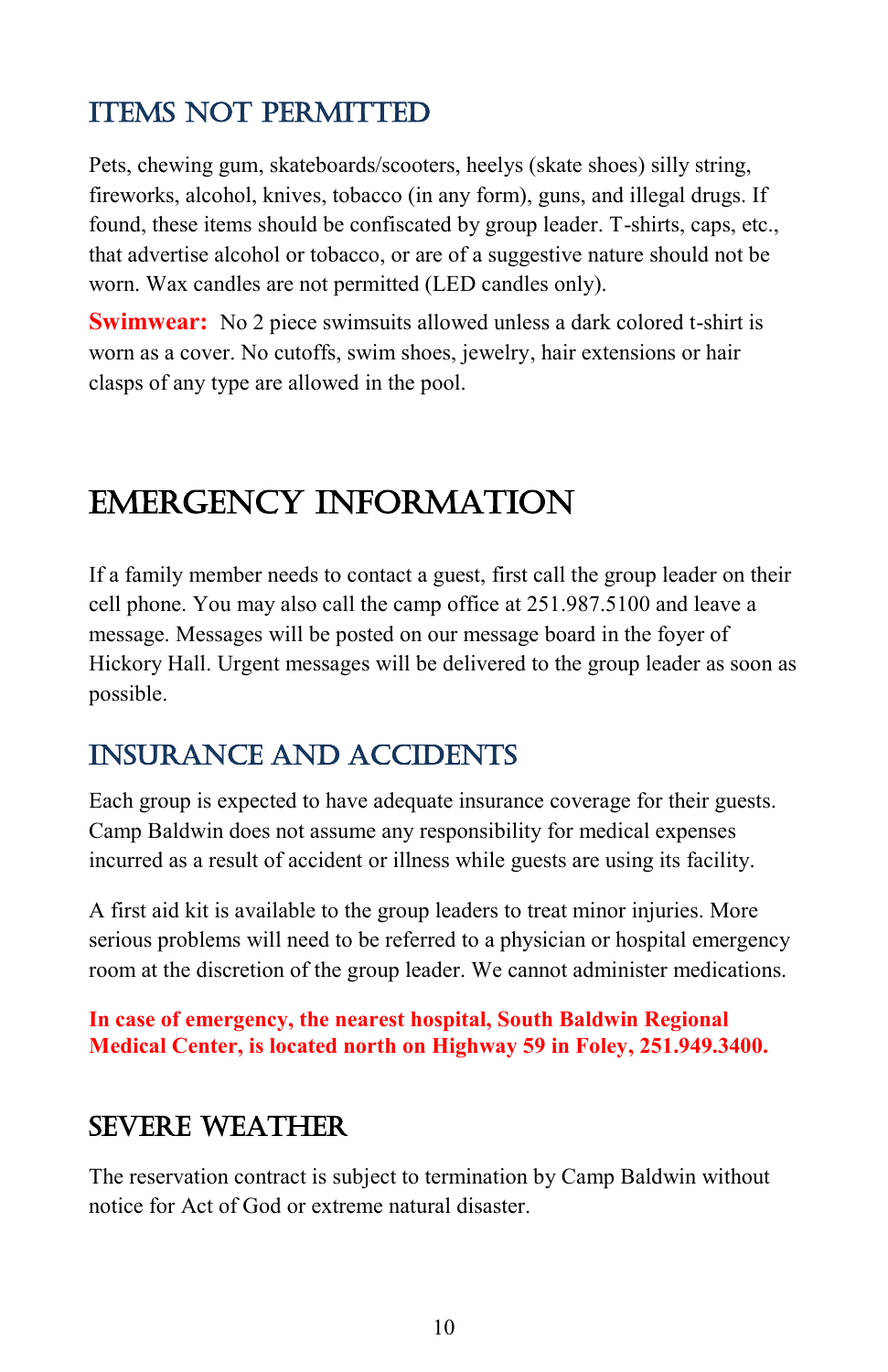## ITEMS NOT PERMITTED

Pets, chewing gum, skateboards/scooters, heelys (skate shoes) silly string, fireworks, alcohol, knives, tobacco (in any form), guns, and illegal drugs. If found, these items should be confiscated by group leader. T-shirts, caps, etc., that advertise alcohol or tobacco, or are of a suggestive nature should not be worn. Wax candles are not permitted (LED candles only).

**Swimwear:** No 2 piece swimsuits allowed unless a dark colored t-shirt is worn as a cover. No cutoffs, swim shoes, jewelry, hair extensions or hair clasps of any type are allowed in the pool.

# EMERGENCY INFORMATION

If a family member needs to contact a guest, first call the group leader on their cell phone. You may also call the camp office at 251.987.5100 and leave a message. Messages will be posted on our message board in the foyer of Hickory Hall. Urgent messages will be delivered to the group leader as soon as possible.

## INSURANCE AND ACCIDENTS

Each group is expected to have adequate insurance coverage for their guests. Camp Baldwin does not assume any responsibility for medical expenses incurred as a result of accident or illness while guests are using its facility.

A first aid kit is available to the group leaders to treat minor injuries. More serious problems will need to be referred to a physician or hospital emergency room at the discretion of the group leader. We cannot administer medications.

**In case of emergency, the nearest hospital, South Baldwin Regional Medical Center, is located north on Highway 59 in Foley, 251.949.3400.**

## SEVERE WEATHER

The reservation contract is subject to termination by Camp Baldwin without notice for Act of God or extreme natural disaster.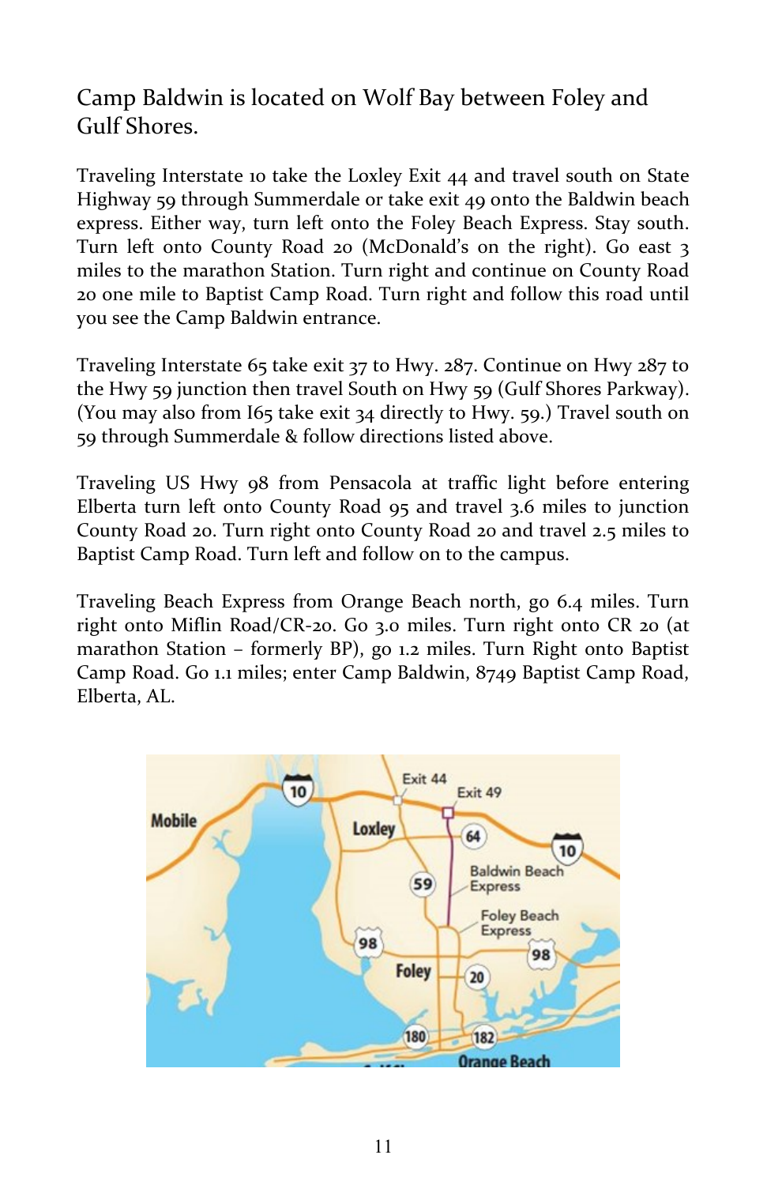Camp Baldwin is located on Wolf Bay between Foley and Gulf Shores.

Traveling Interstate 10 take the Loxley Exit 44 and travel south on State Highway 59 through Summerdale or take exit 49 onto the Baldwin beach express. Either way, turn left onto the Foley Beach Express. Stay south. Turn left onto County Road 20 (McDonald's on the right). Go east 3 miles to the marathon Station. Turn right and continue on County Road 20 one mile to Baptist Camp Road. Turn right and follow this road until you see the Camp Baldwin entrance.

Traveling Interstate 65 take exit 37 to Hwy. 287. Continue on Hwy 287 to the Hwy 59 junction then travel South on Hwy 59 (Gulf Shores Parkway). (You may also from I65 take exit 34 directly to Hwy. 59.) Travel south on 59 through Summerdale & follow directions listed above.

Traveling US Hwy 98 from Pensacola at traffic light before entering Elberta turn left onto County Road 95 and travel 3.6 miles to junction County Road 20. Turn right onto County Road 20 and travel 2.5 miles to Baptist Camp Road. Turn left and follow on to the campus.

Traveling Beach Express from Orange Beach north, go 6.4 miles. Turn right onto Miflin Road/CR-20. Go 3.0 miles. Turn right onto CR 20 (at marathon Station – formerly BP), go 1.2 miles. Turn Right onto Baptist Camp Road. Go 1.1 miles; enter Camp Baldwin, 8749 Baptist Camp Road, Elberta, AL.

Mobile
10
Exit 44
Exit 49
Loxley
64
10
59
Baldwin Beach Express
Foley Beach Express
98
98
Foley
20
180
182
Orange Beach